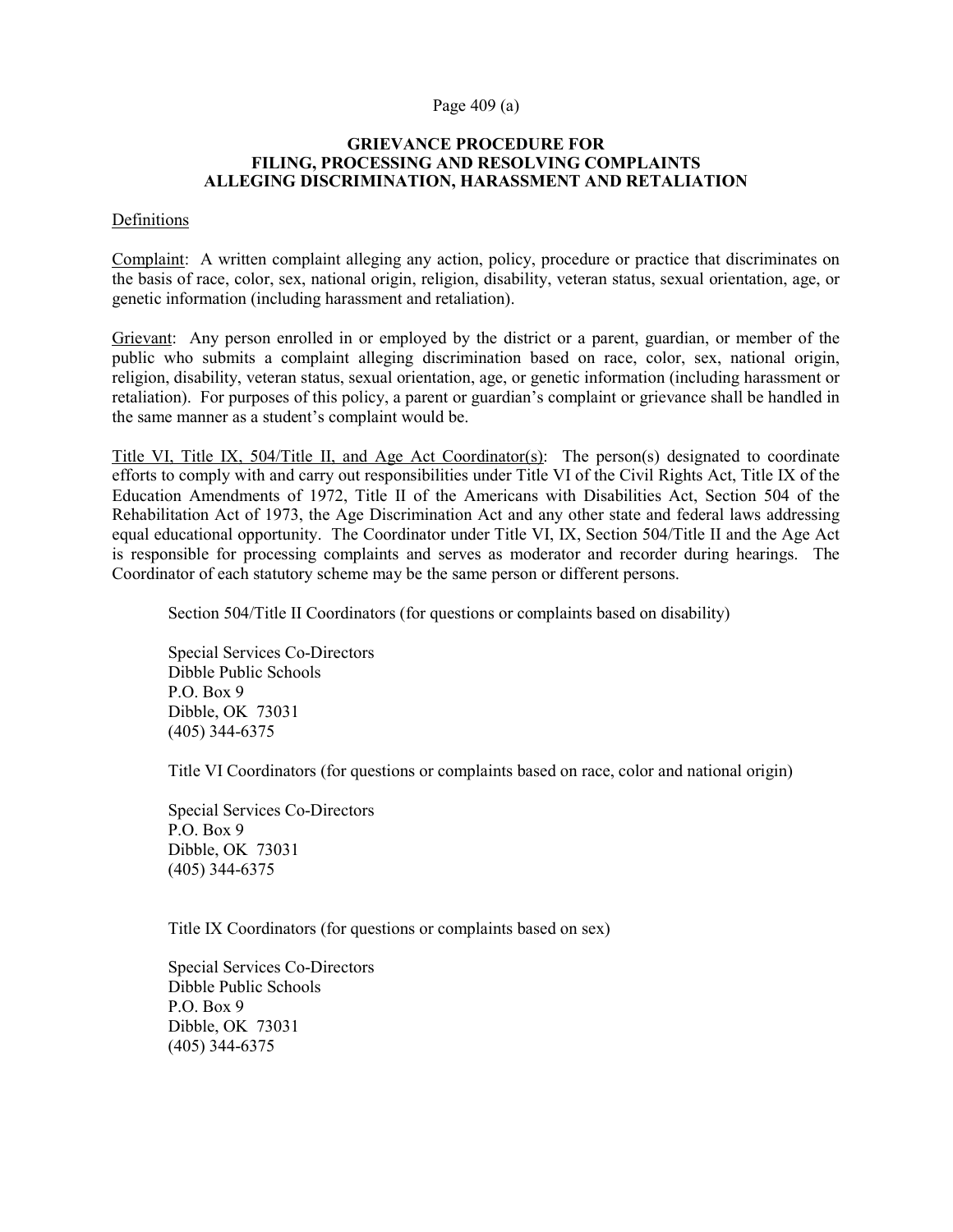# GRIEVANCE PROCEDURE FOR FILING, PROCESSING AND RESOLVING COMPLAINTS ALLEGING DISCRIMINATION, HARASSMENT AND RETALIATION

## Definitions

Complaint: A written complaint alleging any action, policy, procedure or practice that discriminates on the basis of race, color, sex, national origin, religion, disability, veteran status, sexual orientation, age, or genetic information (including harassment and retaliation).

Grievant: Any person enrolled in or employed by the district or a parent, guardian, or member of the public who submits a complaint alleging discrimination based on race, color, sex, national origin, religion, disability, veteran status, sexual orientation, age, or genetic information (including harassment or retaliation). For purposes of this policy, a parent or guardian's complaint or grievance shall be handled in the same manner as a student's complaint would be.

Title VI, Title IX, 504/Title II, and Age Act Coordinator(s): The person(s) designated to coordinate efforts to comply with and carry out responsibilities under Title VI of the Civil Rights Act, Title IX of the Education Amendments of 1972, Title II of the Americans with Disabilities Act, Section 504 of the Rehabilitation Act of 1973, the Age Discrimination Act and any other state and federal laws addressing equal educational opportunity. The Coordinator under Title VI, IX, Section 504/Title II and the Age Act is responsible for processing complaints and serves as moderator and recorder during hearings. The Coordinator of each statutory scheme may be the same person or different persons.

Section 504/Title II Coordinators (for questions or complaints based on disability)

Special Services Co-Directors  
Dibble Public Schools  
P.O. Box 9  
Dibble, OK 73031  
(405) 344-6375

Title VI Coordinators (for questions or complaints based on race, color and national origin)

Special Services Co-Directors  
P.O. Box 9  
Dibble, OK 73031  
(405) 344-6375

Title IX Coordinators (for questions or complaints based on sex)

Special Services Co-Directors  
Dibble Public Schools  
P.O. Box 9  
Dibble, OK 73031  
(405) 344-6375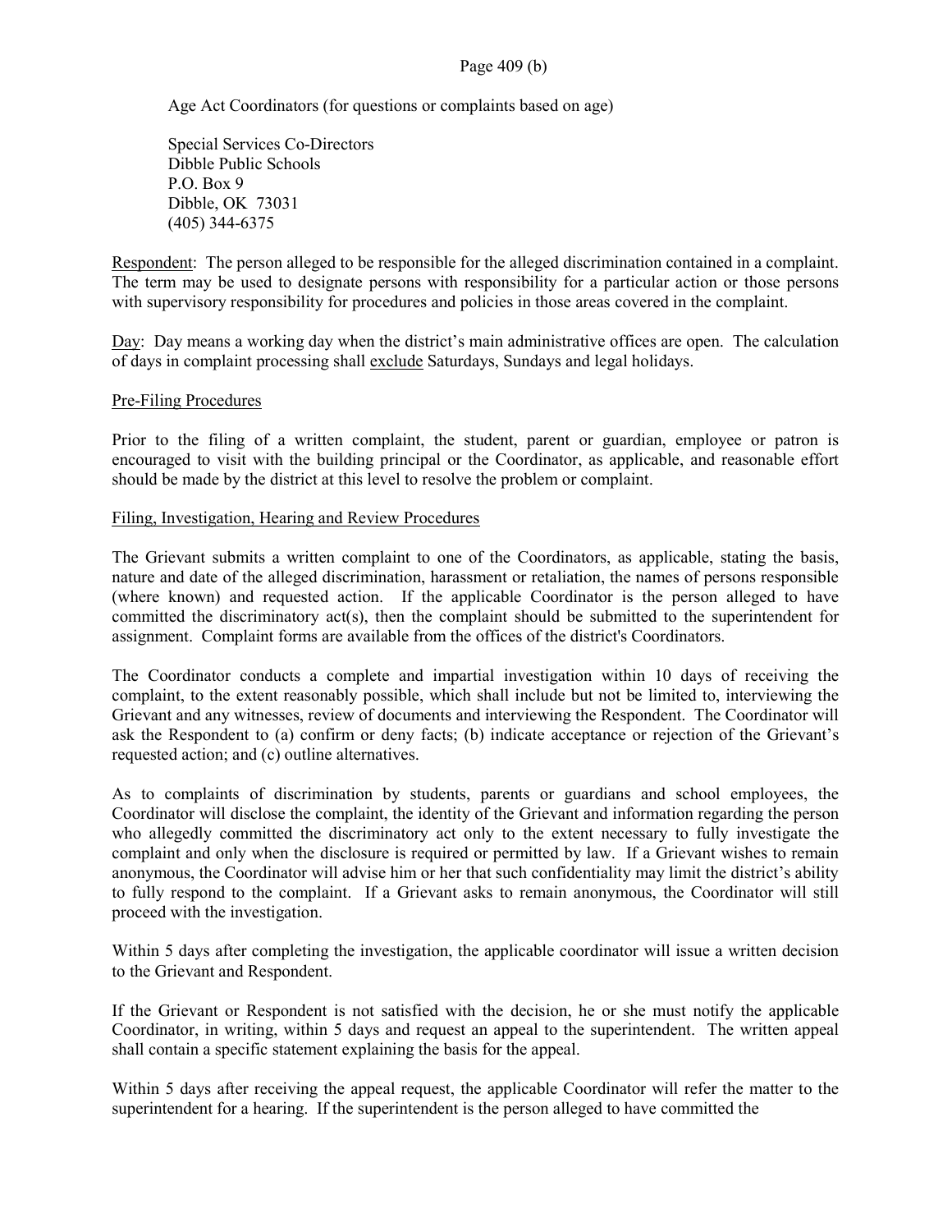Age Act Coordinators (for questions or complaints based on age)

Special Services Co-Directors
Dibble Public Schools
P.O. Box 9
Dibble, OK 73031
(405) 344-6375

Respondent: The person alleged to be responsible for the alleged discrimination contained in a complaint. The term may be used to designate persons with responsibility for a particular action or those persons with supervisory responsibility for procedures and policies in those areas covered in the complaint.

Day: Day means a working day when the district's main administrative offices are open. The calculation of days in complaint processing shall exclude Saturdays, Sundays and legal holidays.

Pre-Filing Procedures

Prior to the filing of a written complaint, the student, parent or guardian, employee or patron is encouraged to visit with the building principal or the Coordinator, as applicable, and reasonable effort should be made by the district at this level to resolve the problem or complaint.

Filing, Investigation, Hearing and Review Procedures

The Grievant submits a written complaint to one of the Coordinators, as applicable, stating the basis, nature and date of the alleged discrimination, harassment or retaliation, the names of persons responsible (where known) and requested action. If the applicable Coordinator is the person alleged to have committed the discriminatory act(s), then the complaint should be submitted to the superintendent for assignment. Complaint forms are available from the offices of the district's Coordinators.

The Coordinator conducts a complete and impartial investigation within 10 days of receiving the complaint, to the extent reasonably possible, which shall include but not be limited to, interviewing the Grievant and any witnesses, review of documents and interviewing the Respondent. The Coordinator will ask the Respondent to (a) confirm or deny facts; (b) indicate acceptance or rejection of the Grievant's requested action; and (c) outline alternatives.

As to complaints of discrimination by students, parents or guardians and school employees, the Coordinator will disclose the complaint, the identity of the Grievant and information regarding the person who allegedly committed the discriminatory act only to the extent necessary to fully investigate the complaint and only when the disclosure is required or permitted by law. If a Grievant wishes to remain anonymous, the Coordinator will advise him or her that such confidentiality may limit the district's ability to fully respond to the complaint. If a Grievant asks to remain anonymous, the Coordinator will still proceed with the investigation.

Within 5 days after completing the investigation, the applicable coordinator will issue a written decision to the Grievant and Respondent.

If the Grievant or Respondent is not satisfied with the decision, he or she must notify the applicable Coordinator, in writing, within 5 days and request an appeal to the superintendent. The written appeal shall contain a specific statement explaining the basis for the appeal.

Within 5 days after receiving the appeal request, the applicable Coordinator will refer the matter to the superintendent for a hearing. If the superintendent is the person alleged to have committed the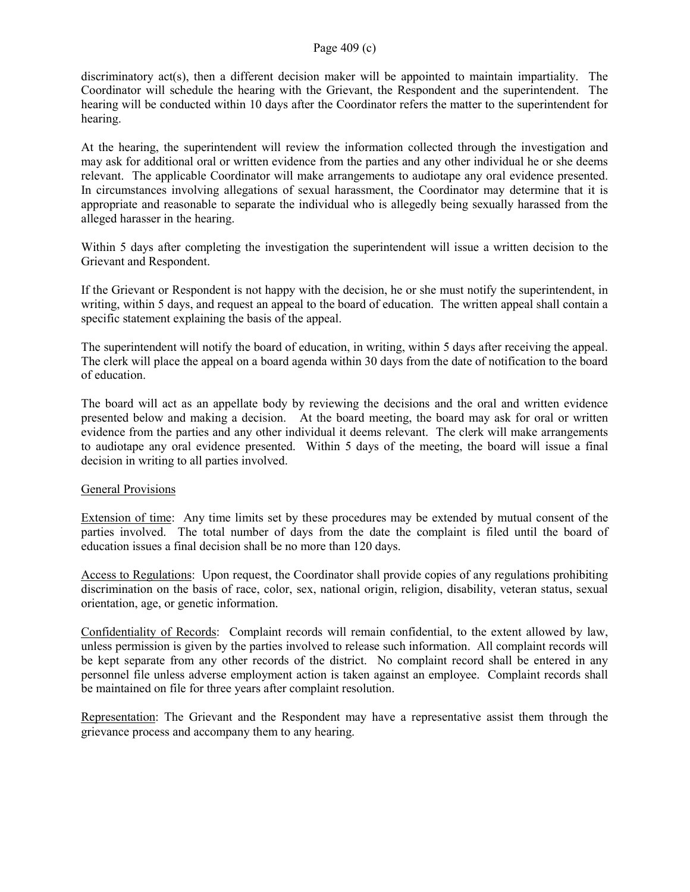discriminatory act(s), then a different decision maker will be appointed to maintain impartiality. The Coordinator will schedule the hearing with the Grievant, the Respondent and the superintendent. The hearing will be conducted within 10 days after the Coordinator refers the matter to the superintendent for hearing.

At the hearing, the superintendent will review the information collected through the investigation and may ask for additional oral or written evidence from the parties and any other individual he or she deems relevant. The applicable Coordinator will make arrangements to audiotape any oral evidence presented. In circumstances involving allegations of sexual harassment, the Coordinator may determine that it is appropriate and reasonable to separate the individual who is allegedly being sexually harassed from the alleged harasser in the hearing.

Within 5 days after completing the investigation the superintendent will issue a written decision to the Grievant and Respondent.

If the Grievant or Respondent is not happy with the decision, he or she must notify the superintendent, in writing, within 5 days, and request an appeal to the board of education. The written appeal shall contain a specific statement explaining the basis of the appeal.

The superintendent will notify the board of education, in writing, within 5 days after receiving the appeal. The clerk will place the appeal on a board agenda within 30 days from the date of notification to the board of education.

The board will act as an appellate body by reviewing the decisions and the oral and written evidence presented below and making a decision. At the board meeting, the board may ask for oral or written evidence from the parties and any other individual it deems relevant. The clerk will make arrangements to audiotape any oral evidence presented. Within 5 days of the meeting, the board will issue a final decision in writing to all parties involved.

<u>General Provisions</u>

<u>Extension of time</u>: Any time limits set by these procedures may be extended by mutual consent of the parties involved. The total number of days from the date the complaint is filed until the board of education issues a final decision shall be no more than 120 days.

<u>Access to Regulations</u>: Upon request, the Coordinator shall provide copies of any regulations prohibiting discrimination on the basis of race, color, sex, national origin, religion, disability, veteran status, sexual orientation, age, or genetic information.

<u>Confidentiality of Records</u>: Complaint records will remain confidential, to the extent allowed by law, unless permission is given by the parties involved to release such information. All complaint records will be kept separate from any other records of the district. No complaint record shall be entered in any personnel file unless adverse employment action is taken against an employee. Complaint records shall be maintained on file for three years after complaint resolution.

<u>Representation</u>: The Grievant and the Respondent may have a representative assist them through the grievance process and accompany them to any hearing.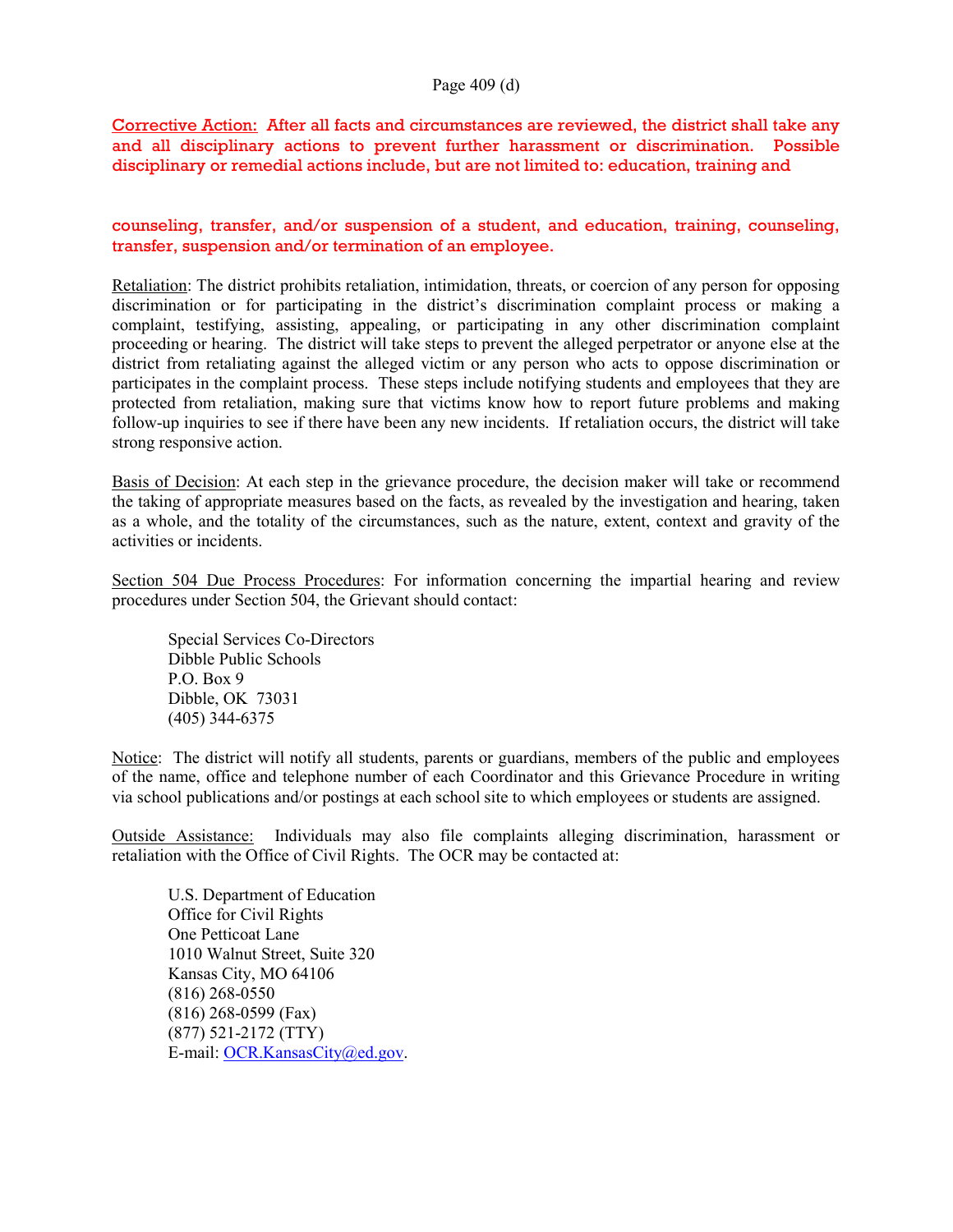Corrective Action: After all facts and circumstances are reviewed, the district shall take any and all disciplinary actions to prevent further harassment or discrimination. Possible disciplinary or remedial actions include, but are not limited to: education, training and counseling, transfer, and/or suspension of a student, and education, training, counseling, transfer, suspension and/or termination of an employee.

Retaliation: The district prohibits retaliation, intimidation, threats, or coercion of any person for opposing discrimination or for participating in the district's discrimination complaint process or making a complaint, testifying, assisting, appealing, or participating in any other discrimination complaint proceeding or hearing. The district will take steps to prevent the alleged perpetrator or anyone else at the district from retaliating against the alleged victim or any person who acts to oppose discrimination or participates in the complaint process. These steps include notifying students and employees that they are protected from retaliation, making sure that victims know how to report future problems and making follow-up inquiries to see if there have been any new incidents. If retaliation occurs, the district will take strong responsive action.

Basis of Decision: At each step in the grievance procedure, the decision maker will take or recommend the taking of appropriate measures based on the facts, as revealed by the investigation and hearing, taken as a whole, and the totality of the circumstances, such as the nature, extent, context and gravity of the activities or incidents.

Section 504 Due Process Procedures: For information concerning the impartial hearing and review procedures under Section 504, the Grievant should contact:

Special Services Co-Directors
Dibble Public Schools
P.O. Box 9
Dibble, OK 73031
(405) 344-6375

Notice: The district will notify all students, parents or guardians, members of the public and employees of the name, office and telephone number of each Coordinator and this Grievance Procedure in writing via school publications and/or postings at each school site to which employees or students are assigned.

Outside Assistance: Individuals may also file complaints alleging discrimination, harassment or retaliation with the Office of Civil Rights. The OCR may be contacted at:

U.S. Department of Education
Office for Civil Rights
One Petticoat Lane
1010 Walnut Street, Suite 320
Kansas City, MO 64106
(816) 268-0550
(816) 268-0599 (Fax)
(877) 521-2172 (TTY)
E-mail: OCR.KansasCity@ed.gov.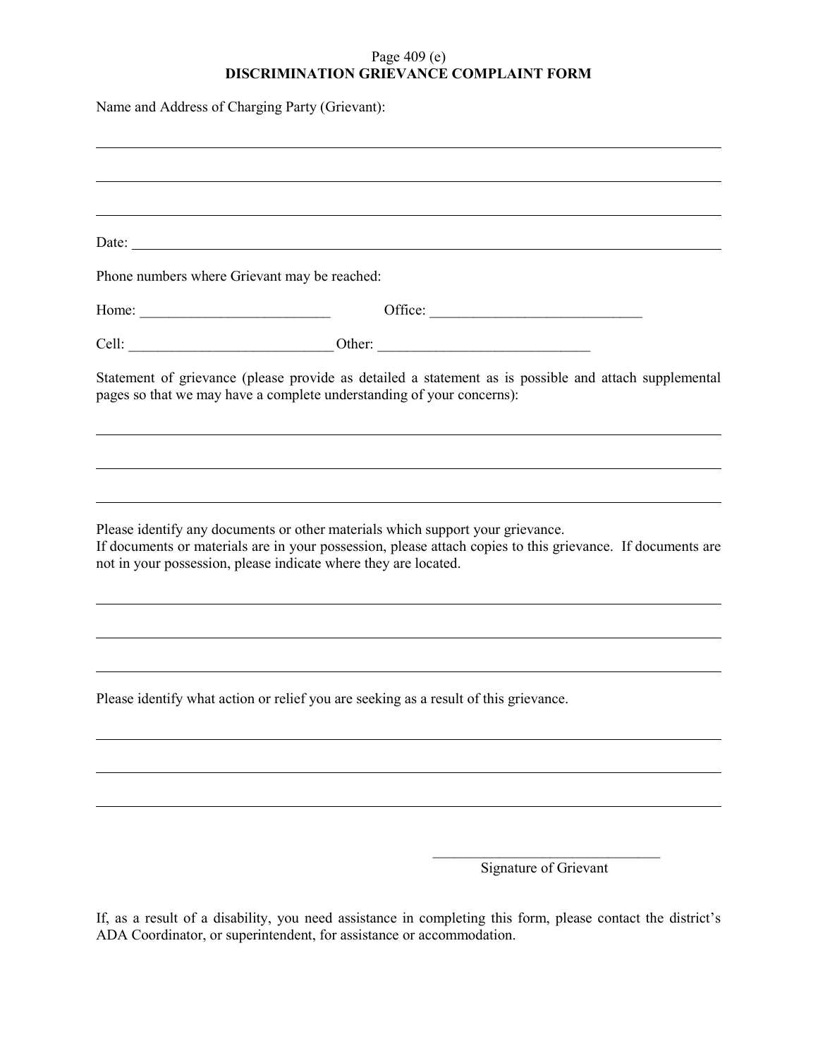Page 409 (e)

# DISCRIMINATION GRIEVANCE COMPLAINT FORM

Name and Address of Charging Party (Grievant):

\_\_\_\_\_\_\_\_\_\_\_\_\_\_\_\_\_\_\_\_\_\_\_\_\_\_\_\_\_\_\_\_\_\_\_\_\_\_\_\_\_\_\_\_\_\_\_\_\_\_\_\_\_\_\_\_\_\_\_\_\_\_\_\_\_\_\_\_\_\_\_\_

\_\_\_\_\_\_\_\_\_\_\_\_\_\_\_\_\_\_\_\_\_\_\_\_\_\_\_\_\_\_\_\_\_\_\_\_\_\_\_\_\_\_\_\_\_\_\_\_\_\_\_\_\_\_\_\_\_\_\_\_\_\_\_\_\_\_\_\_\_\_\_\_

\_\_\_\_\_\_\_\_\_\_\_\_\_\_\_\_\_\_\_\_\_\_\_\_\_\_\_\_\_\_\_\_\_\_\_\_\_\_\_\_\_\_\_\_\_\_\_\_\_\_\_\_\_\_\_\_\_\_\_\_\_\_\_\_\_\_\_\_\_\_\_\_

Date: \_\_\_\_\_\_\_\_\_\_\_\_\_\_\_\_\_\_\_\_\_\_\_\_\_\_\_\_\_\_\_\_\_\_\_\_\_\_\_\_\_\_\_\_\_\_\_\_\_\_\_\_\_\_\_\_\_\_\_\_\_\_\_\_\_\_

Phone numbers where Grievant may be reached:

Home: \_\_\_\_\_\_\_\_\_\_\_\_\_\_\_\_\_\_\_\_\_\_\_\_\_\_ Office: \_\_\_\_\_\_\_\_\_\_\_\_\_\_\_\_\_\_\_\_\_\_\_\_\_\_\_\_\_

Cell: \_\_\_\_\_\_\_\_\_\_\_\_\_\_\_\_\_\_\_\_\_\_\_\_\_\_\_\_ Other: \_\_\_\_\_\_\_\_\_\_\_\_\_\_\_\_\_\_\_\_\_\_\_\_\_\_\_\_\_

Statement of grievance (please provide as detailed a statement as is possible and attach supplemental pages so that we may have a complete understanding of your concerns):

\_\_\_\_\_\_\_\_\_\_\_\_\_\_\_\_\_\_\_\_\_\_\_\_\_\_\_\_\_\_\_\_\_\_\_\_\_\_\_\_\_\_\_\_\_\_\_\_\_\_\_\_\_\_\_\_\_\_\_\_\_\_\_\_\_\_\_\_\_\_\_\_

\_\_\_\_\_\_\_\_\_\_\_\_\_\_\_\_\_\_\_\_\_\_\_\_\_\_\_\_\_\_\_\_\_\_\_\_\_\_\_\_\_\_\_\_\_\_\_\_\_\_\_\_\_\_\_\_\_\_\_\_\_\_\_\_\_\_\_\_\_\_\_\_

\_\_\_\_\_\_\_\_\_\_\_\_\_\_\_\_\_\_\_\_\_\_\_\_\_\_\_\_\_\_\_\_\_\_\_\_\_\_\_\_\_\_\_\_\_\_\_\_\_\_\_\_\_\_\_\_\_\_\_\_\_\_\_\_\_\_\_\_\_\_\_\_

Please identify any documents or other materials which support your grievance.
If documents or materials are in your possession, please attach copies to this grievance. If documents are not in your possession, please indicate where they are located.

\_\_\_\_\_\_\_\_\_\_\_\_\_\_\_\_\_\_\_\_\_\_\_\_\_\_\_\_\_\_\_\_\_\_\_\_\_\_\_\_\_\_\_\_\_\_\_\_\_\_\_\_\_\_\_\_\_\_\_\_\_\_\_\_\_\_\_\_\_\_\_\_

\_\_\_\_\_\_\_\_\_\_\_\_\_\_\_\_\_\_\_\_\_\_\_\_\_\_\_\_\_\_\_\_\_\_\_\_\_\_\_\_\_\_\_\_\_\_\_\_\_\_\_\_\_\_\_\_\_\_\_\_\_\_\_\_\_\_\_\_\_\_\_\_

\_\_\_\_\_\_\_\_\_\_\_\_\_\_\_\_\_\_\_\_\_\_\_\_\_\_\_\_\_\_\_\_\_\_\_\_\_\_\_\_\_\_\_\_\_\_\_\_\_\_\_\_\_\_\_\_\_\_\_\_\_\_\_\_\_\_\_\_\_\_\_\_

Please identify what action or relief you are seeking as a result of this grievance.

\_\_\_\_\_\_\_\_\_\_\_\_\_\_\_\_\_\_\_\_\_\_\_\_\_\_\_\_\_\_\_\_\_\_\_\_\_\_\_\_\_\_\_\_\_\_\_\_\_\_\_\_\_\_\_\_\_\_\_\_\_\_\_\_\_\_\_\_\_\_\_\_

\_\_\_\_\_\_\_\_\_\_\_\_\_\_\_\_\_\_\_\_\_\_\_\_\_\_\_\_\_\_\_\_\_\_\_\_\_\_\_\_\_\_\_\_\_\_\_\_\_\_\_\_\_\_\_\_\_\_\_\_\_\_\_\_\_\_\_\_\_\_\_\_

\_\_\_\_\_\_\_\_\_\_\_\_\_\_\_\_\_\_\_\_\_\_\_\_\_\_\_\_\_\_\_\_\_\_\_\_\_\_\_\_\_\_\_\_\_\_\_\_\_\_\_\_\_\_\_\_\_\_\_\_\_\_\_\_\_\_\_\_\_\_\_\_

\_\_\_\_\_\_\_\_\_\_\_\_\_\_\_\_\_\_\_\_\_\_\_\_\_\_\_\_\_\_\_\_
Signature of Grievant

If, as a result of a disability, you need assistance in completing this form, please contact the district's ADA Coordinator, or superintendent, for assistance or accommodation.